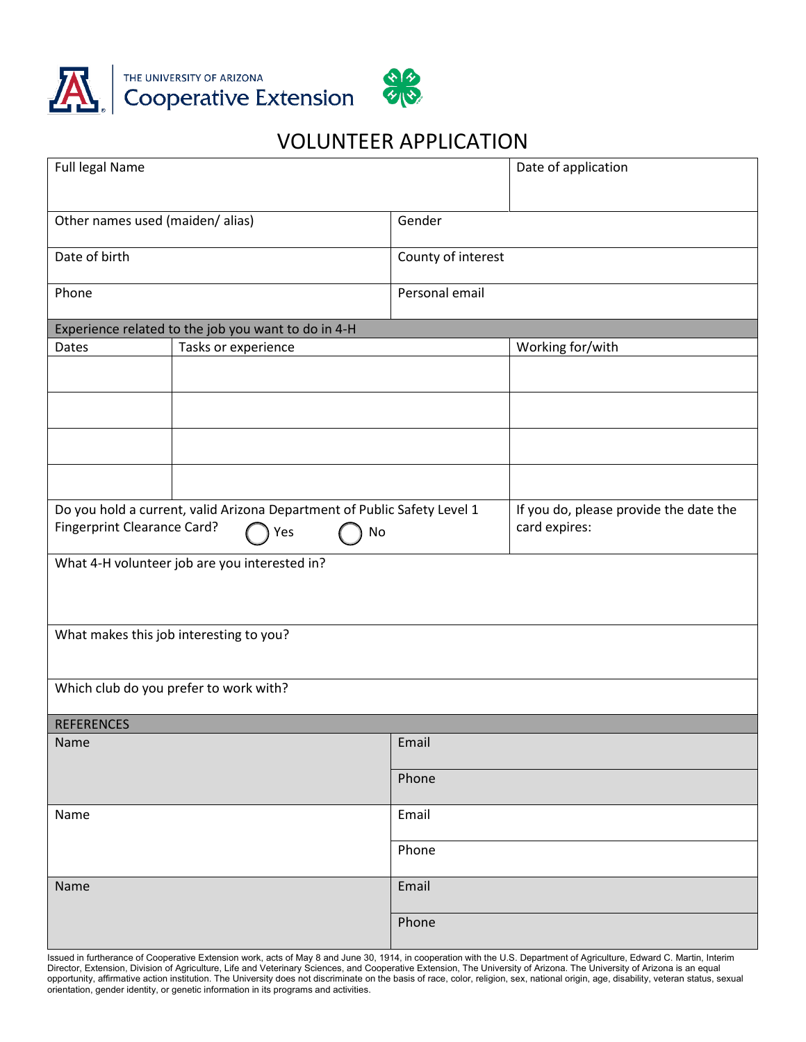THE UNIVERSITY OF ARIZONA
Cooperative Extension

# VOLUNTEER APPLICATION

| Full legal Name | | Date of application |
|---|---|---|
| Other names used (maiden/ alias) | Gender | |
| Date of birth | County of interest | |
| Phone | Personal email | |

**Experience related to the job you want to do in 4-H**

| Dates | Tasks or experience | Working for/with |
|---|---|---|
| | | |
| | | |
| | | |
| | | |

| Do you hold a current, valid Arizona Department of Public Safety Level 1 Fingerprint Clearance Card? ◯ Yes ◯ No | If you do, please provide the date the card expires: |
|---|---|

What 4-H volunteer job are you interested in?

What makes this job interesting to you?

Which club do you prefer to work with?

**REFERENCES**

| Name | Email / Phone |
|---|---|
| Name | Email |
| | Phone |
| Name | Email |
| | Phone |
| Name | Email |
| | Phone |

Issued in furtherance of Cooperative Extension work, acts of May 8 and June 30, 1914, in cooperation with the U.S. Department of Agriculture, Edward C. Martin, Interim Director, Extension, Division of Agriculture, Life and Veterinary Sciences, and Cooperative Extension, The University of Arizona. The University of Arizona is an equal opportunity, affirmative action institution. The University does not discriminate on the basis of race, color, religion, sex, national origin, age, disability, veteran status, sexual orientation, gender identity, or genetic information in its programs and activities.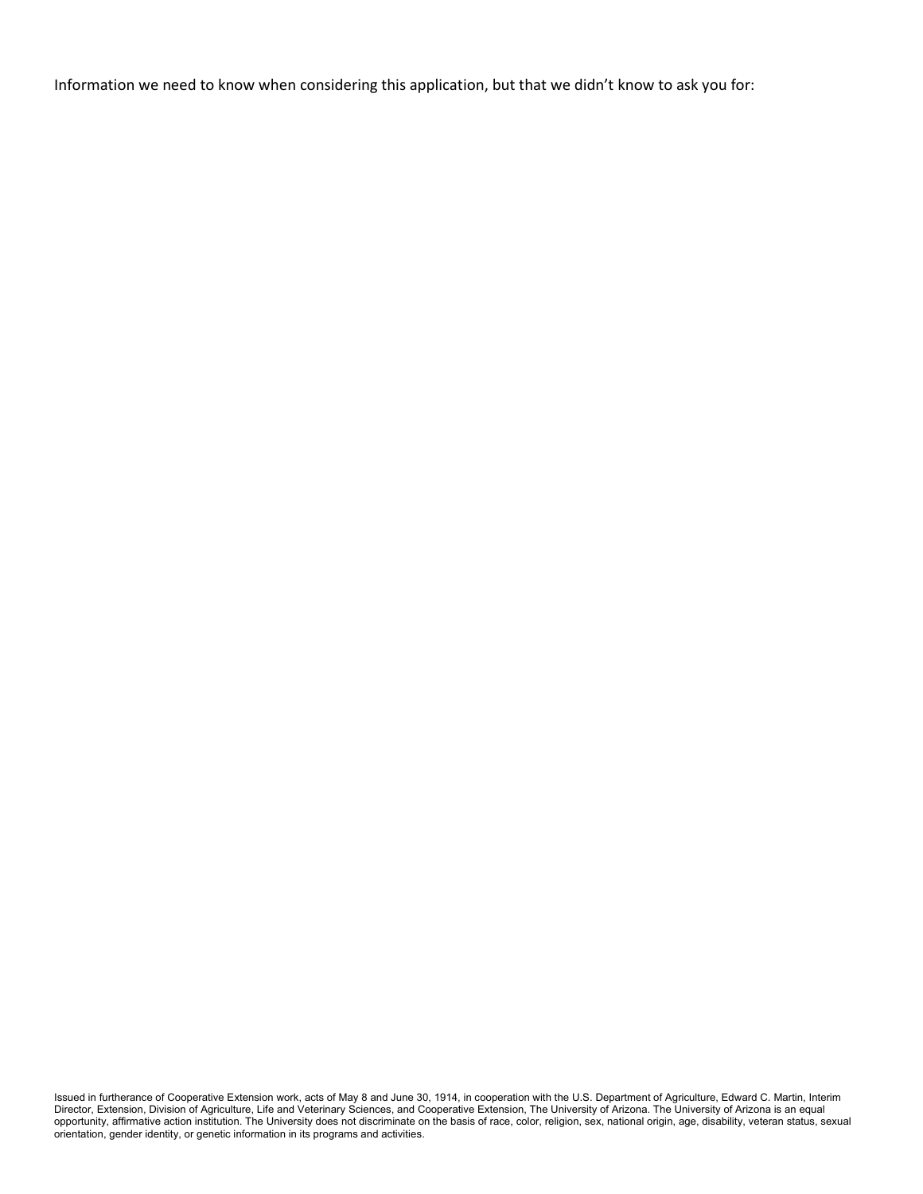Information we need to know when considering this application, but that we didn't know to ask you for:

Issued in furtherance of Cooperative Extension work, acts of May 8 and June 30, 1914, in cooperation with the U.S. Department of Agriculture, Edward C. Martin, Interim Director, Extension, Division of Agriculture, Life and Veterinary Sciences, and Cooperative Extension, The University of Arizona. The University of Arizona is an equal opportunity, affirmative action institution. The University does not discriminate on the basis of race, color, religion, sex, national origin, age, disability, veteran status, sexual orientation, gender identity, or genetic information in its programs and activities.